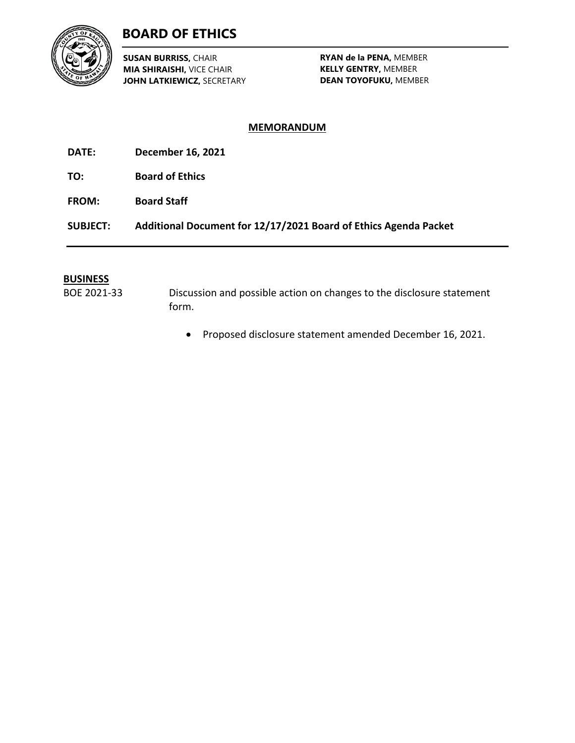# BOARD OF ETHICS

**SUSAN BURRISS,** CHAIR
**MIA SHIRAISHI,** VICE CHAIR
**JOHN LATKIEWICZ,** SECRETARY

**RYAN de la PENA,** MEMBER
**KELLY GENTRY,** MEMBER
**DEAN TOYOFUKU,** MEMBER

## MEMORANDUM

**DATE:** **December 16, 2021**

**TO:** **Board of Ethics**

**FROM:** **Board Staff**

**SUBJECT:** **Additional Document for 12/17/2021 Board of Ethics Agenda Packet**

---

**BUSINESS**

BOE 2021-33 — Discussion and possible action on changes to the disclosure statement form.

- Proposed disclosure statement amended December 16, 2021.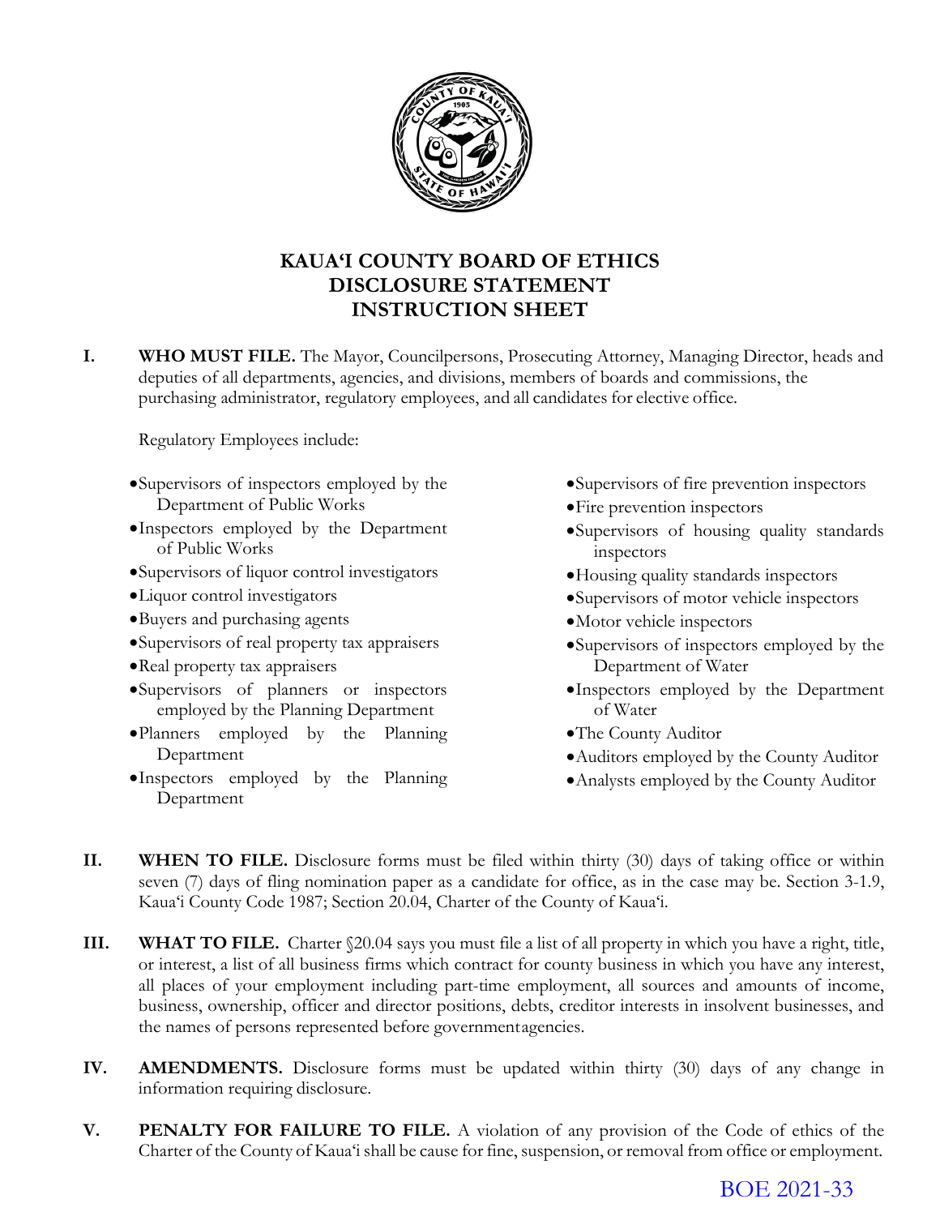# KAUAʻI COUNTY BOARD OF ETHICS
# DISCLOSURE STATEMENT
# INSTRUCTION SHEET

**I. WHO MUST FILE.** The Mayor, Councilpersons, Prosecuting Attorney, Managing Director, heads and deputies of all departments, agencies, and divisions, members of boards and commissions, the purchasing administrator, regulatory employees, and all candidates for elective office.

Regulatory Employees include:

- Supervisors of inspectors employed by the Department of Public Works
- Inspectors employed by the Department of Public Works
- Supervisors of liquor control investigators
- Liquor control investigators
- Buyers and purchasing agents
- Supervisors of real property tax appraisers
- Real property tax appraisers
- Supervisors of planners or inspectors employed by the Planning Department
- Planners employed by the Planning Department
- Inspectors employed by the Planning Department
- Supervisors of fire prevention inspectors
- Fire prevention inspectors
- Supervisors of housing quality standards inspectors
- Housing quality standards inspectors
- Supervisors of motor vehicle inspectors
- Motor vehicle inspectors
- Supervisors of inspectors employed by the Department of Water
- Inspectors employed by the Department of Water
- The County Auditor
- Auditors employed by the County Auditor
- Analysts employed by the County Auditor

**II. WHEN TO FILE.** Disclosure forms must be filed within thirty (30) days of taking office or within seven (7) days of fling nomination paper as a candidate for office, as in the case may be. Section 3-1.9, Kauaʻi County Code 1987; Section 20.04, Charter of the County of Kauaʻi.

**III. WHAT TO FILE.** Charter §20.04 says you must file a list of all property in which you have a right, title, or interest, a list of all business firms which contract for county business in which you have any interest, all places of your employment including part-time employment, all sources and amounts of income, business, ownership, officer and director positions, debts, creditor interests in insolvent businesses, and the names of persons represented before governmentagencies.

**IV. AMENDMENTS.** Disclosure forms must be updated within thirty (30) days of any change in information requiring disclosure.

**V. PENALTY FOR FAILURE TO FILE.** A violation of any provision of the Code of ethics of the Charter of the County of Kauaʻi shall be cause for fine, suspension, or removal from office or employment.

BOE 2021-33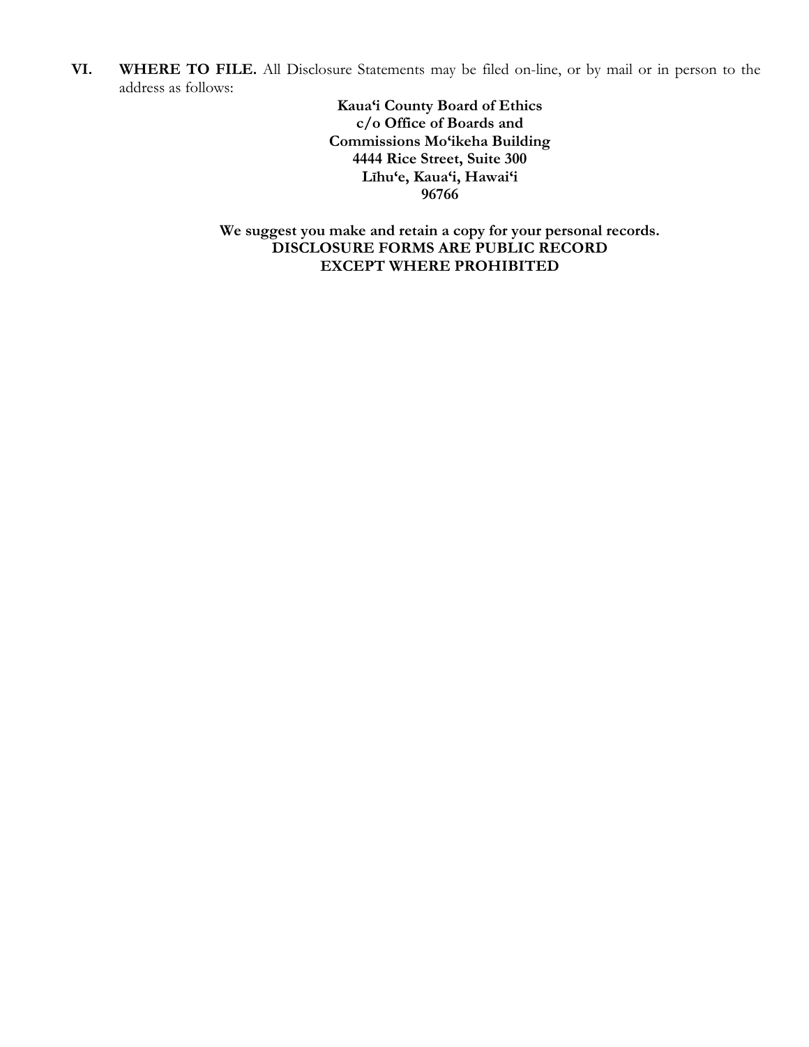**VI. WHERE TO FILE.** All Disclosure Statements may be filed on-line, or by mail or in person to the address as follows:

**Kauaʻi County Board of Ethics**
**c/o Office of Boards and**
**Commissions Moʻikeha Building**
**4444 Rice Street, Suite 300**
**Līhuʻe, Kauaʻi, Hawaiʻi**
**96766**

**We suggest you make and retain a copy for your personal records.**
**DISCLOSURE FORMS ARE PUBLIC RECORD**
**EXCEPT WHERE PROHIBITED**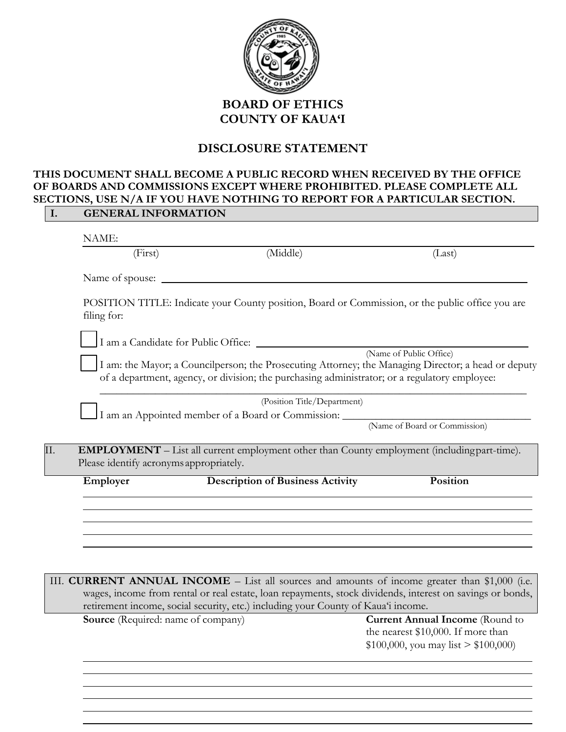# BOARD OF ETHICS
# COUNTY OF KAUAʻI

## DISCLOSURE STATEMENT

**THIS DOCUMENT SHALL BECOME A PUBLIC RECORD WHEN RECEIVED BY THE OFFICE OF BOARDS AND COMMISSIONS EXCEPT WHERE PROHIBITED. PLEASE COMPLETE ALL SECTIONS, USE N/A IF YOU HAVE NOTHING TO REPORT FOR A PARTICULAR SECTION.**

### I. GENERAL INFORMATION

NAME: ______________________________________________

(First) (Middle) (Last)

Name of spouse: ______________________________________________

POSITION TITLE: Indicate your County position, Board or Commission, or the public office you are filing for:

☐ I am a Candidate for Public Office: ______________________________
(Name of Public Office)

☐ I am: the Mayor; a Councilperson; the Prosecuting Attorney; the Managing Director; a head or deputy of a department, agency, or division; the purchasing administrator; or a regulatory employee:

______________________________________________
(Position Title/Department)

☐ I am an Appointed member of a Board or Commission: ______________________________
(Name of Board or Commission)

### II. EMPLOYMENT – List all current employment other than County employment (including part-time). Please identify acronyms appropriately.

| Employer | Description of Business Activity | Position |
|---|---|---|
| | | |
| | | |
| | | |
| | | |

### III. CURRENT ANNUAL INCOME – List all sources and amounts of income greater than $1,000 (i.e. wages, income from rental or real estate, loan repayments, stock dividends, interest on savings or bonds, retirement income, social security, etc.) including your County of Kauaʻi income.

| **Source** (Required: name of company) | **Current Annual Income** (Round to the nearest $10,000. If more than $100,000, you may list > $100,000) |
|---|---|
| | |
| | |
| | |
| | |
| | |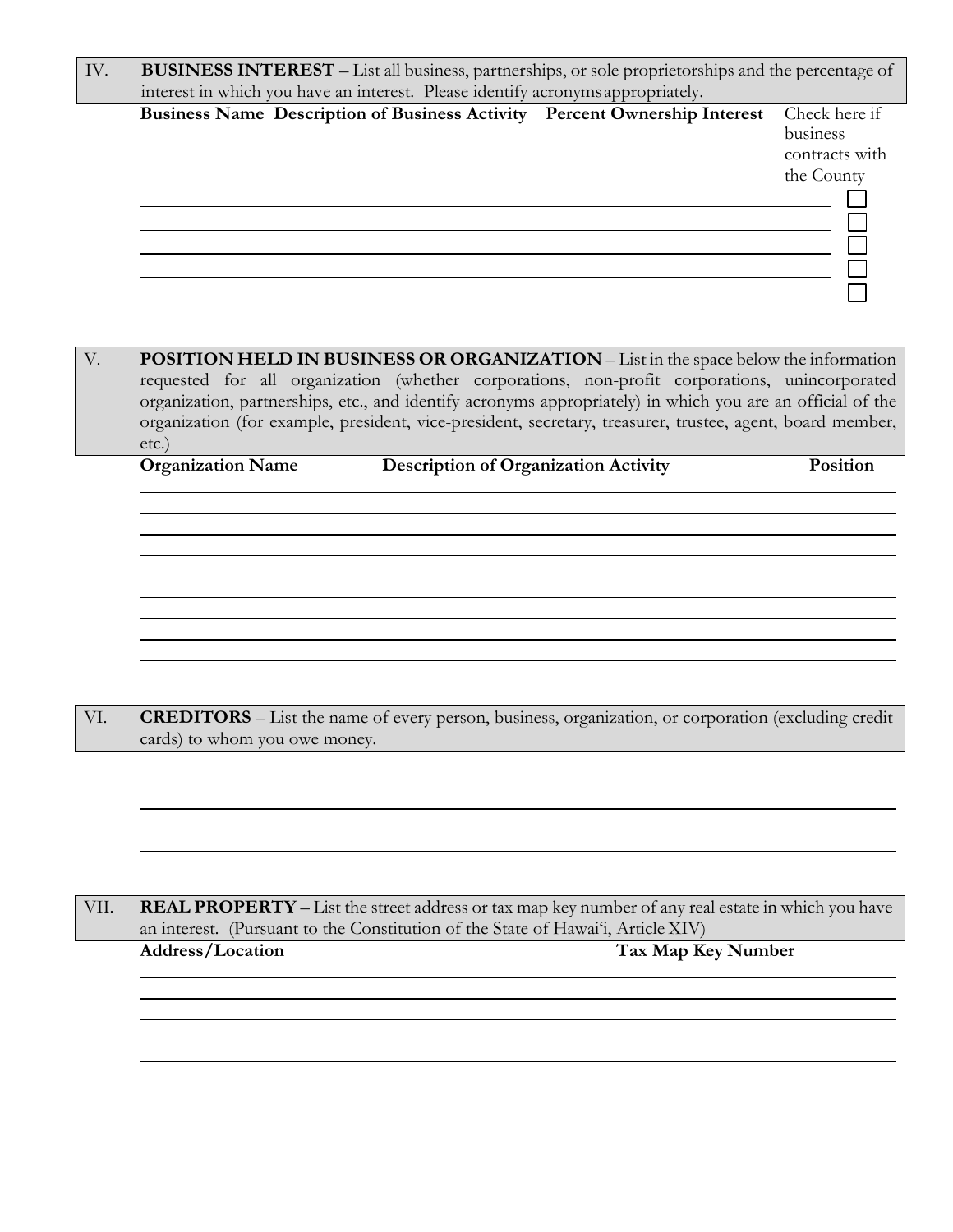## IV. BUSINESS INTEREST – List all business, partnerships, or sole proprietorships and the percentage of interest in which you have an interest. Please identify acronyms appropriately.

| Business Name | Description of Business Activity | Percent Ownership Interest | Check here if business contracts with the County |
|---|---|---|---|
| | | | ☐ |
| | | | ☐ |
| | | | ☐ |
| | | | ☐ |
| | | | ☐ |

## V. POSITION HELD IN BUSINESS OR ORGANIZATION – List in the space below the information requested for all organization (whether corporations, non-profit corporations, unincorporated organization, partnerships, etc., and identify acronyms appropriately) in which you are an official of the organization (for example, president, vice-president, secretary, treasurer, trustee, agent, board member, etc.)

| Organization Name | Description of Organization Activity | Position |
|---|---|---|
| | | |
| | | |
| | | |
| | | |
| | | |
| | | |
| | | |
| | | |

## VI. CREDITORS – List the name of every person, business, organization, or corporation (excluding credit cards) to whom you owe money.

______________________________

______________________________

______________________________

______________________________

## VII. REAL PROPERTY – List the street address or tax map key number of any real estate in which you have an interest. (Pursuant to the Constitution of the State of Hawai'i, Article XIV)

| Address/Location | Tax Map Key Number |
|---|---|
| | |
| | |
| | |
| | |
| | |
| | |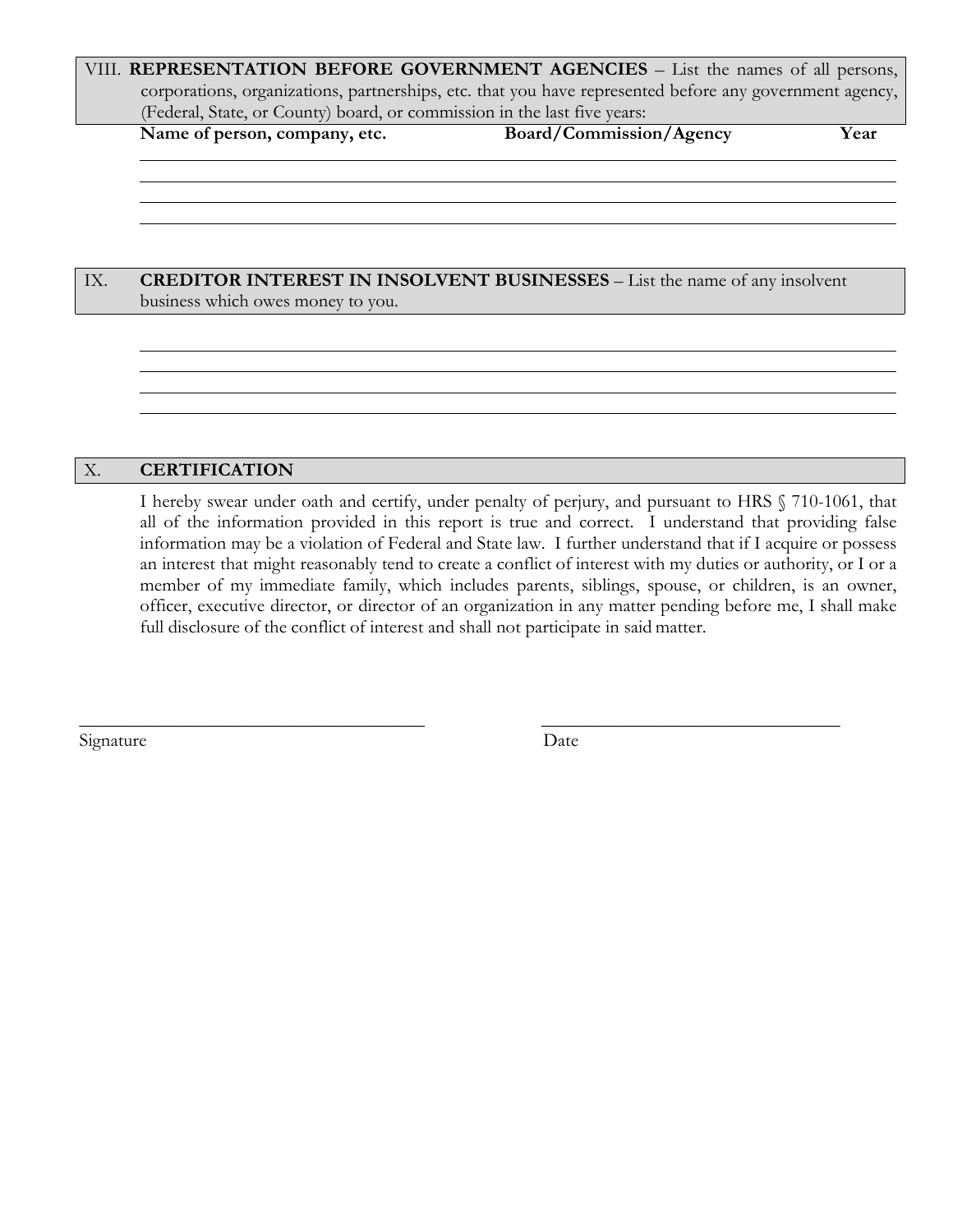## VIII. **REPRESENTATION BEFORE GOVERNMENT AGENCIES** – List the names of all persons, corporations, organizations, partnerships, etc. that you have represented before any government agency, (Federal, State, or County) board, or commission in the last five years:

| Name of person, company, etc. | Board/Commission/Agency | Year |
| --- | --- | --- |
| | | |
| | | |
| | | |
| | | |

## IX. **CREDITOR INTEREST IN INSOLVENT BUSINESSES** – List the name of any insolvent business which owes money to you.

______________________________________________

______________________________________________

______________________________________________

______________________________________________

## X. **CERTIFICATION**

I hereby swear under oath and certify, under penalty of perjury, and pursuant to HRS § 710-1061, that all of the information provided in this report is true and correct. I understand that providing false information may be a violation of Federal and State law. I further understand that if I acquire or possess an interest that might reasonably tend to create a conflict of interest with my duties or authority, or I or a member of my immediate family, which includes parents, siblings, spouse, or children, is an owner, officer, executive director, or director of an organization in any matter pending before me, I shall make full disclosure of the conflict of interest and shall not participate in said matter.

______________________________________ ______________________________

Signature Date